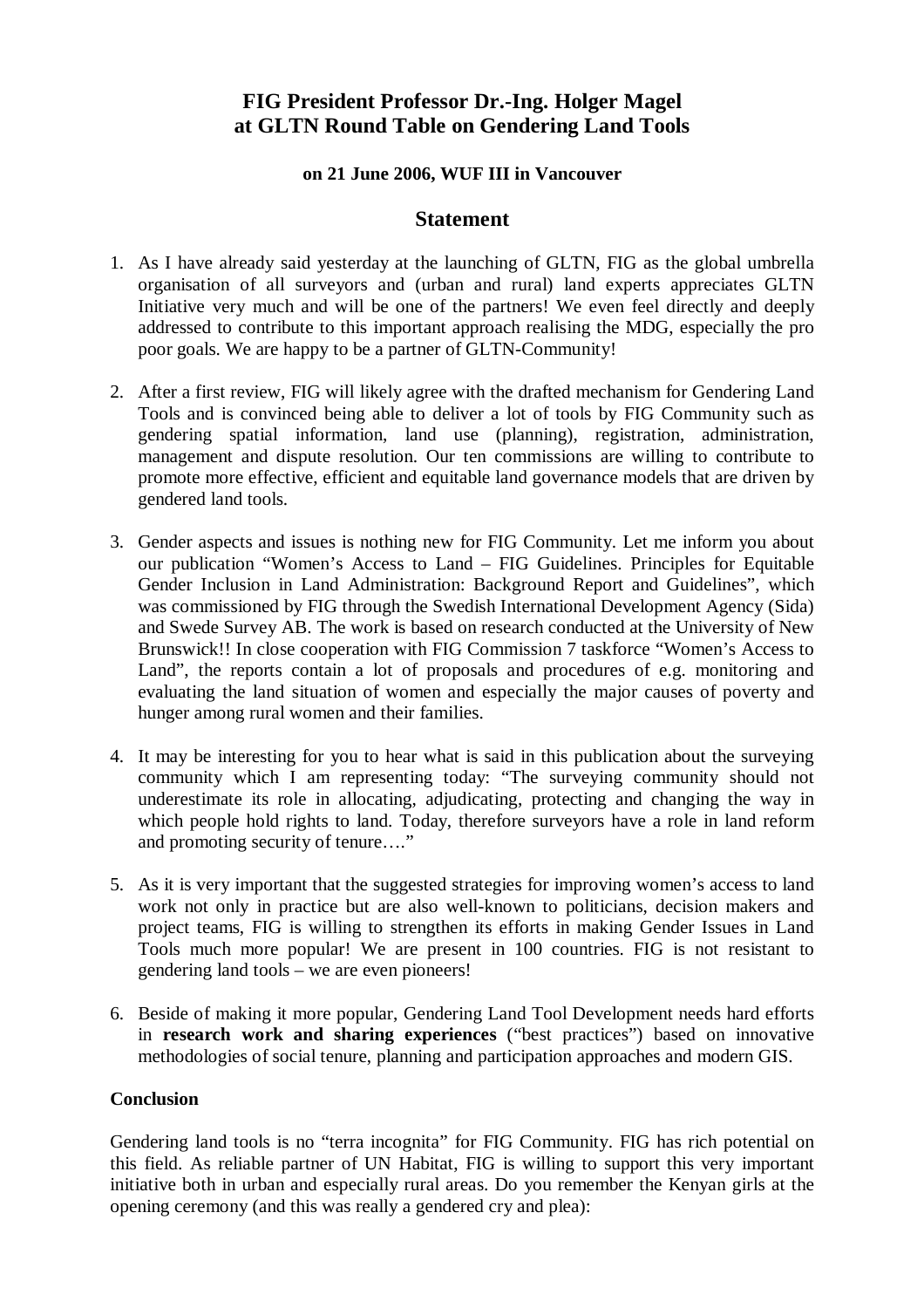# FIG President Professor Dr.-Ing. Holger Magel at GLTN Round Table on Gendering Land Tools

**on 21 June 2006, WUF III in Vancouver**

## Statement

1. As I have already said yesterday at the launching of GLTN, FIG as the global umbrella organisation of all surveyors and (urban and rural) land experts appreciates GLTN Initiative very much and will be one of the partners! We even feel directly and deeply addressed to contribute to this important approach realising the MDG, especially the pro poor goals. We are happy to be a partner of GLTN-Community!

2. After a first review, FIG will likely agree with the drafted mechanism for Gendering Land Tools and is convinced being able to deliver a lot of tools by FIG Community such as gendering spatial information, land use (planning), registration, administration, management and dispute resolution. Our ten commissions are willing to contribute to promote more effective, efficient and equitable land governance models that are driven by gendered land tools.

3. Gender aspects and issues is nothing new for FIG Community. Let me inform you about our publication "Women's Access to Land – FIG Guidelines. Principles for Equitable Gender Inclusion in Land Administration: Background Report and Guidelines", which was commissioned by FIG through the Swedish International Development Agency (Sida) and Swede Survey AB. The work is based on research conducted at the University of New Brunswick!! In close cooperation with FIG Commission 7 taskforce "Women's Access to Land", the reports contain a lot of proposals and procedures of e.g. monitoring and evaluating the land situation of women and especially the major causes of poverty and hunger among rural women and their families.

4. It may be interesting for you to hear what is said in this publication about the surveying community which I am representing today: "The surveying community should not underestimate its role in allocating, adjudicating, protecting and changing the way in which people hold rights to land. Today, therefore surveyors have a role in land reform and promoting security of tenure…."

5. As it is very important that the suggested strategies for improving women's access to land work not only in practice but are also well-known to politicians, decision makers and project teams, FIG is willing to strengthen its efforts in making Gender Issues in Land Tools much more popular! We are present in 100 countries. FIG is not resistant to gendering land tools – we are even pioneers!

6. Beside of making it more popular, Gendering Land Tool Development needs hard efforts in **research work and sharing experiences** ("best practices") based on innovative methodologies of social tenure, planning and participation approaches and modern GIS.

**Conclusion**

Gendering land tools is no "terra incognita" for FIG Community. FIG has rich potential on this field. As reliable partner of UN Habitat, FIG is willing to support this very important initiative both in urban and especially rural areas. Do you remember the Kenyan girls at the opening ceremony (and this was really a gendered cry and plea):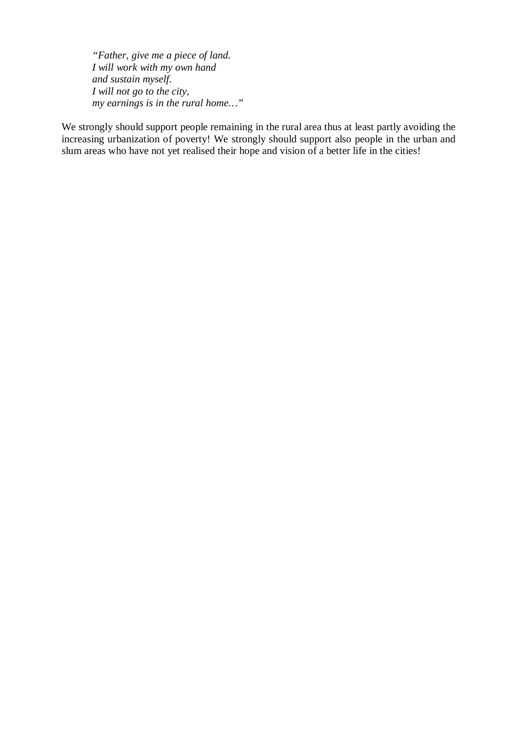*"Father, give me a piece of land.*
*I will work with my own hand*
*and sustain myself.*
*I will not go to the city,*
*my earnings is in the rural home…"*

We strongly should support people remaining in the rural area thus at least partly avoiding the increasing urbanization of poverty! We strongly should support also people in the urban and slum areas who have not yet realised their hope and vision of a better life in the cities!